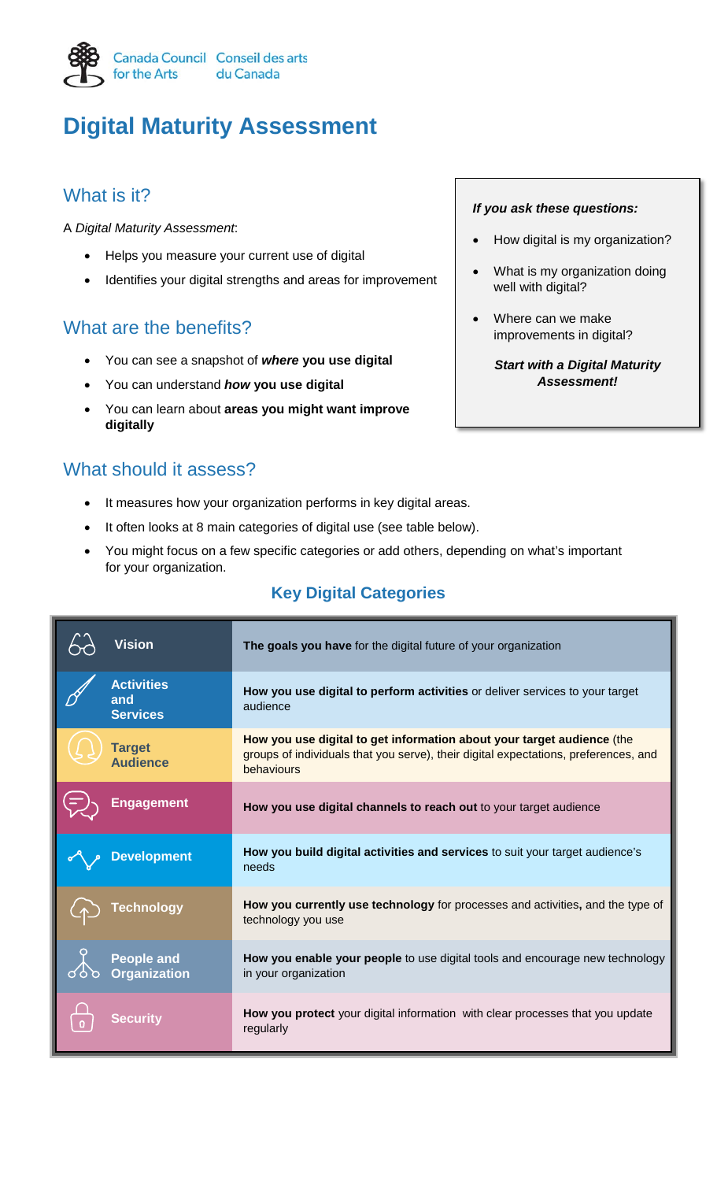Canada Council for the Arts Conseil des arts du Canada

# Digital Maturity Assessment

## What is it?

A *Digital Maturity Assessment*:

- Helps you measure your current use of digital
- Identifies your digital strengths and areas for improvement

## What are the benefits?

- You can see a snapshot of ***where* you use digital**
- You can understand ***how* you use digital**
- You can learn about **areas you might want improve digitally**

***If you ask these questions:***

- How digital is my organization?
- What is my organization doing well with digital?
- Where can we make improvements in digital?

***Start with a Digital Maturity Assessment!***

## What should it assess?

- It measures how your organization performs in key digital areas.
- It often looks at 8 main categories of digital use (see table below).
- You might focus on a few specific categories or add others, depending on what's important for your organization.

### Key Digital Categories

| Category | Description |
|---|---|
| **Vision** | **The goals you have** for the digital future of your organization |
| **Activities and Services** | **How you use digital to perform activities** or deliver services to your target audience |
| **Target Audience** | **How you use digital to get information about your target audience** (the groups of individuals that you serve), their digital expectations, preferences, and behaviours |
| **Engagement** | **How you use digital channels to reach out** to your target audience |
| **Development** | **How you build digital activities and services** to suit your target audience's needs |
| **Technology** | **How you currently use technology** for processes and activities**,** and the type of technology you use |
| **People and Organization** | **How you enable your people** to use digital tools and encourage new technology in your organization |
| **Security** | **How you protect** your digital information with clear processes that you update regularly |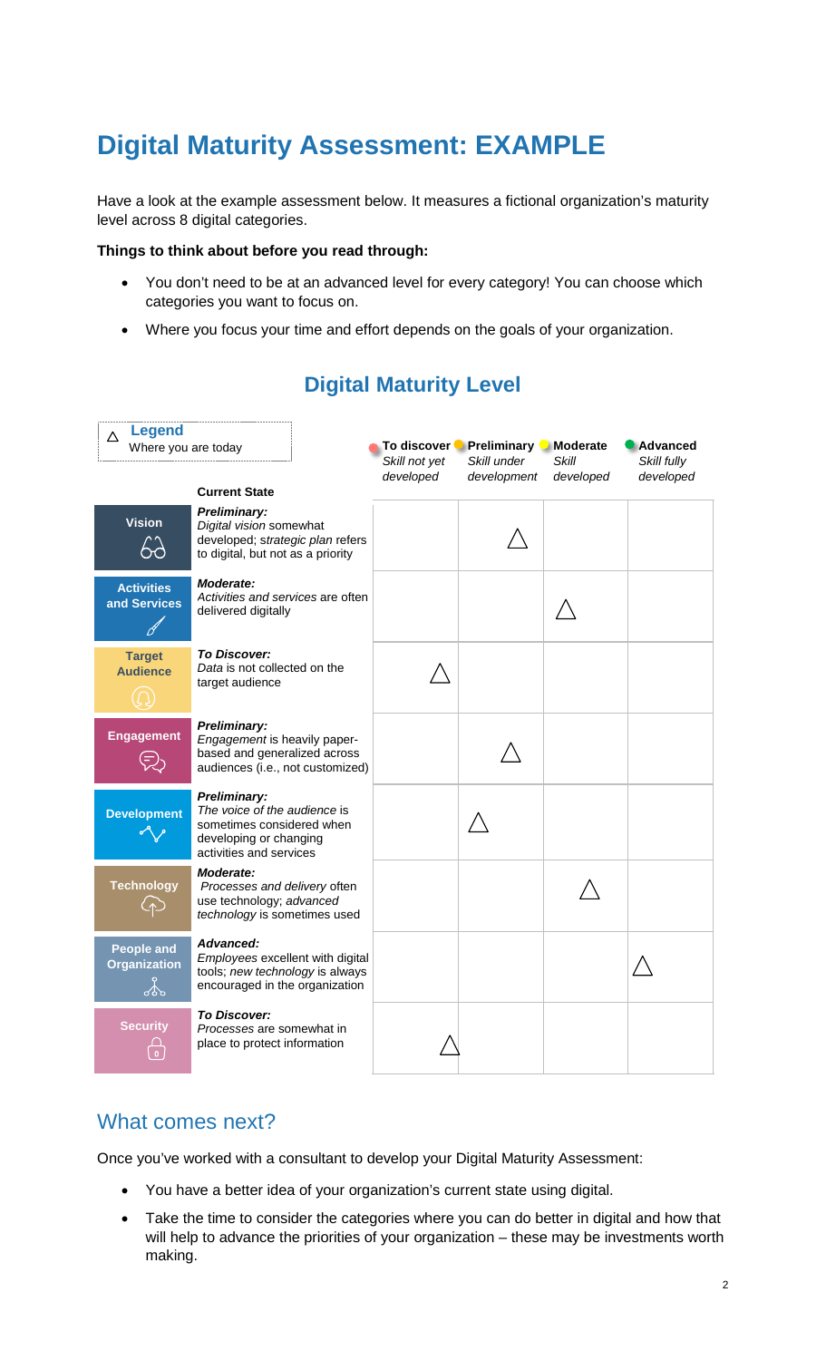# Digital Maturity Assessment: EXAMPLE

Have a look at the example assessment below. It measures a fictional organization's maturity level across 8 digital categories.

**Things to think about before you read through:**

- You don't need to be at an advanced level for every category! You can choose which categories you want to focus on.
- Where you focus your time and effort depends on the goals of your organization.

## Digital Maturity Level

**Legend**
△ Where you are today

| | Current State | **To discover** *Skill not yet developed* | **Preliminary** *Skill under development* | **Moderate** *Skill developed* | **Advanced** *Skill fully developed* |
|---|---|---|---|---|---|
| **Vision** | ***Preliminary:*** *Digital vision* somewhat developed; *strategic plan* refers to digital, but not as a priority | | △ | | |
| **Activities and Services** | ***Moderate:*** *Activities and services* are often delivered digitally | | | △ | |
| **Target Audience** | ***To Discover:*** *Data* is not collected on the target audience | △ | | | |
| **Engagement** | ***Preliminary:*** *Engagement* is heavily paper-based and generalized across audiences (i.e., not customized) | | △ | | |
| **Development** | ***Preliminary:*** *The voice of the audience* is sometimes considered when developing or changing activities and services | | △ | | |
| **Technology** | ***Moderate:*** *Processes and delivery* often use technology; *advanced technology* is sometimes used | | | △ | |
| **People and Organization** | ***Advanced:*** *Employees* excellent with digital tools; *new technology* is always encouraged in the organization | | | | △ |
| **Security** | ***To Discover:*** *Processes* are somewhat in place to protect information | △ | | | |

## What comes next?

Once you've worked with a consultant to develop your Digital Maturity Assessment:

- You have a better idea of your organization's current state using digital.
- Take the time to consider the categories where you can do better in digital and how that will help to advance the priorities of your organization – these may be investments worth making.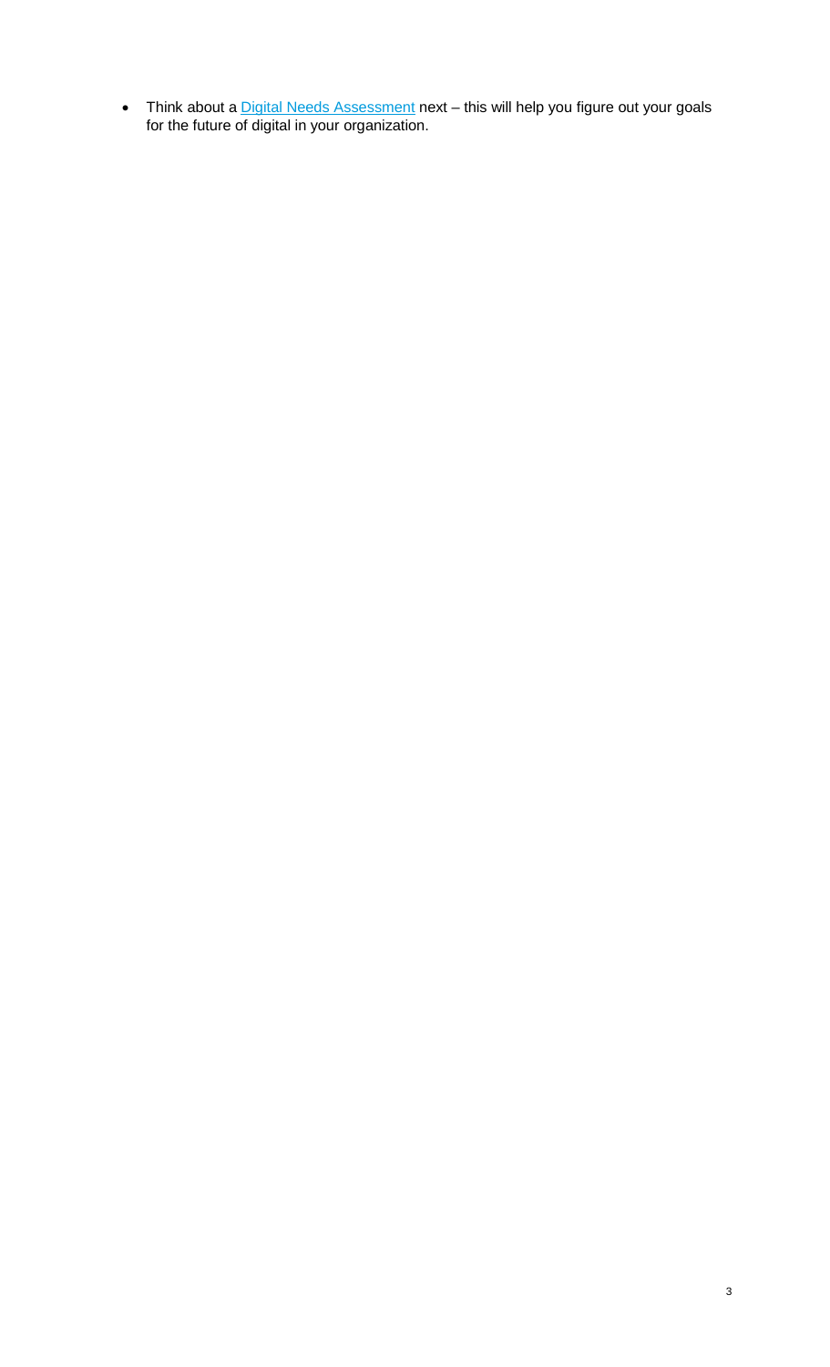- Think about a Digital Needs Assessment next – this will help you figure out your goals for the future of digital in your organization.